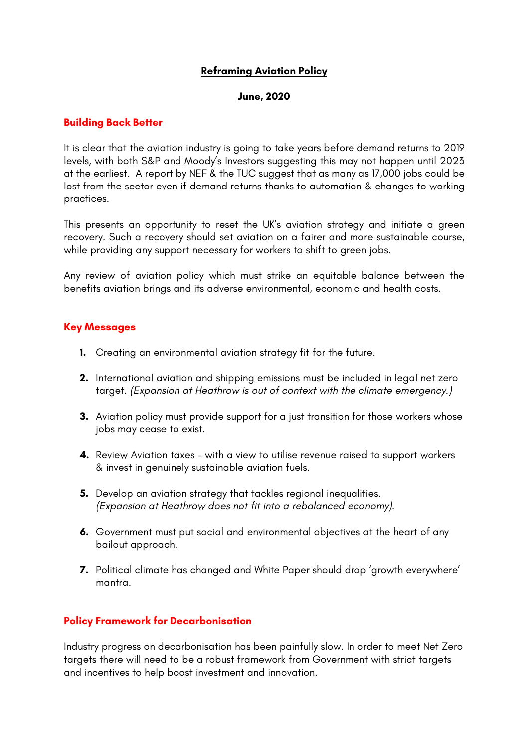# Reframing Aviation Policy

## June, 2020

### Building Back Better

It is clear that the aviation industry is going to take years before demand returns to 2019 levels, with both S&P and Moody's Investors suggesting this may not happen until 2023 at the earliest. A report by NEF & the TUC suggest that as many as 17,000 jobs could be lost from the sector even if demand returns thanks to automation & changes to working practices.

This presents an opportunity to reset the UK's aviation strategy and initiate a green recovery. Such a recovery should set aviation on a fairer and more sustainable course, while providing any support necessary for workers to shift to green jobs.

Any review of aviation policy which must strike an equitable balance between the benefits aviation brings and its adverse environmental, economic and health costs.

### Key Messages

1. Creating an environmental aviation strategy fit for the future.
2. International aviation and shipping emissions must be included in legal net zero target. *(Expansion at Heathrow is out of context with the climate emergency.)*
3. Aviation policy must provide support for a just transition for those workers whose jobs may cease to exist.
4. Review Aviation taxes – with a view to utilise revenue raised to support workers & invest in genuinely sustainable aviation fuels.
5. Develop an aviation strategy that tackles regional inequalities. *(Expansion at Heathrow does not fit into a rebalanced economy)*.
6. Government must put social and environmental objectives at the heart of any bailout approach.
7. Political climate has changed and White Paper should drop 'growth everywhere' mantra.

### Policy Framework for Decarbonisation

Industry progress on decarbonisation has been painfully slow. In order to meet Net Zero targets there will need to be a robust framework from Government with strict targets and incentives to help boost investment and innovation.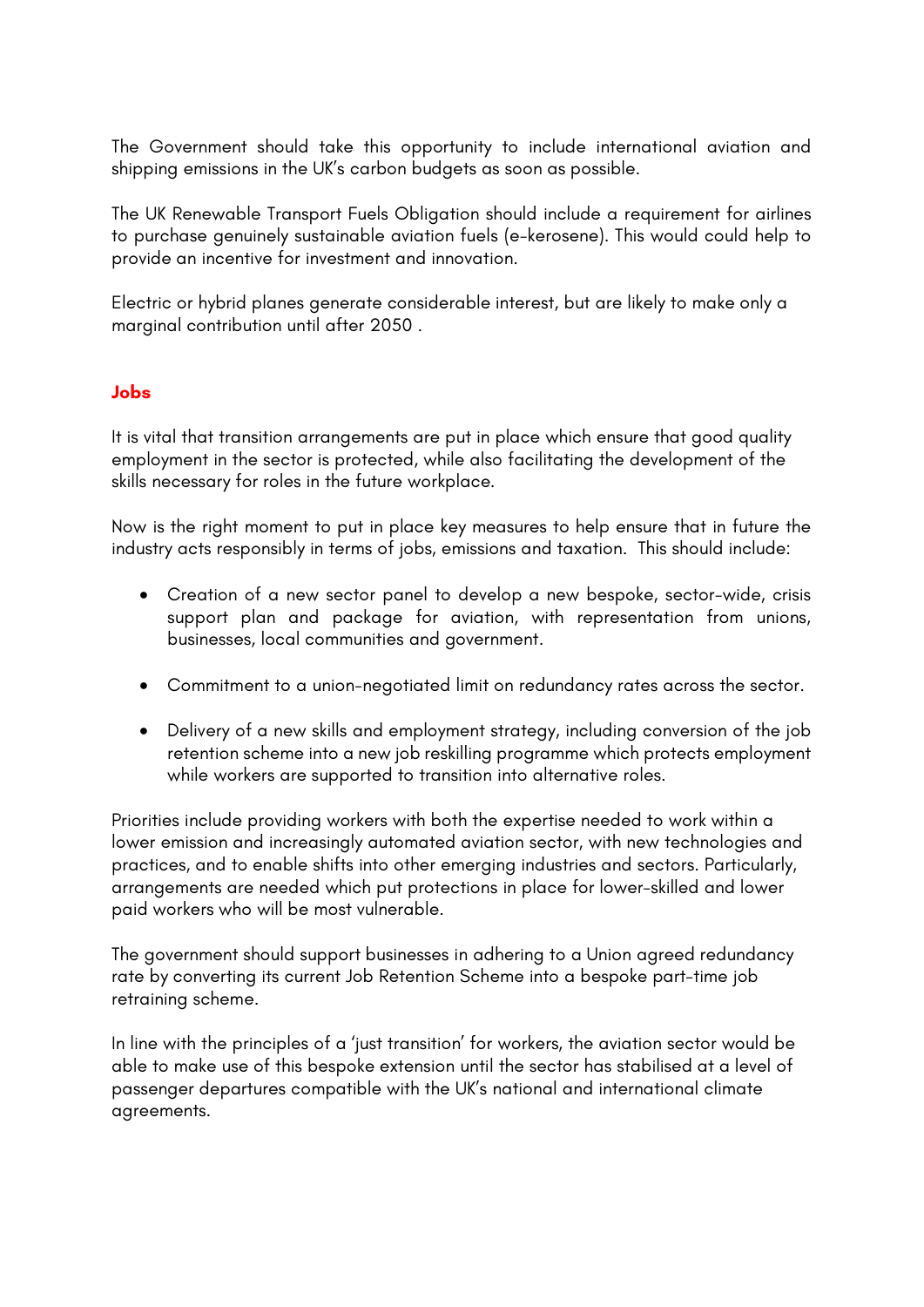The Government should take this opportunity to include international aviation and shipping emissions in the UK's carbon budgets as soon as possible.

The UK Renewable Transport Fuels Obligation should include a requirement for airlines to purchase genuinely sustainable aviation fuels (e-kerosene). This would could help to provide an incentive for investment and innovation.

Electric or hybrid planes generate considerable interest, but are likely to make only a marginal contribution until after 2050 .

## Jobs

It is vital that transition arrangements are put in place which ensure that good quality employment in the sector is protected, while also facilitating the development of the skills necessary for roles in the future workplace.

Now is the right moment to put in place key measures to help ensure that in future the industry acts responsibly in terms of jobs, emissions and taxation. This should include:

- Creation of a new sector panel to develop a new bespoke, sector-wide, crisis support plan and package for aviation, with representation from unions, businesses, local communities and government.
- Commitment to a union-negotiated limit on redundancy rates across the sector.
- Delivery of a new skills and employment strategy, including conversion of the job retention scheme into a new job reskilling programme which protects employment while workers are supported to transition into alternative roles.

Priorities include providing workers with both the expertise needed to work within a lower emission and increasingly automated aviation sector, with new technologies and practices, and to enable shifts into other emerging industries and sectors. Particularly, arrangements are needed which put protections in place for lower-skilled and lower paid workers who will be most vulnerable.

The government should support businesses in adhering to a Union agreed redundancy rate by converting its current Job Retention Scheme into a bespoke part-time job retraining scheme.

In line with the principles of a 'just transition' for workers, the aviation sector would be able to make use of this bespoke extension until the sector has stabilised at a level of passenger departures compatible with the UK's national and international climate agreements.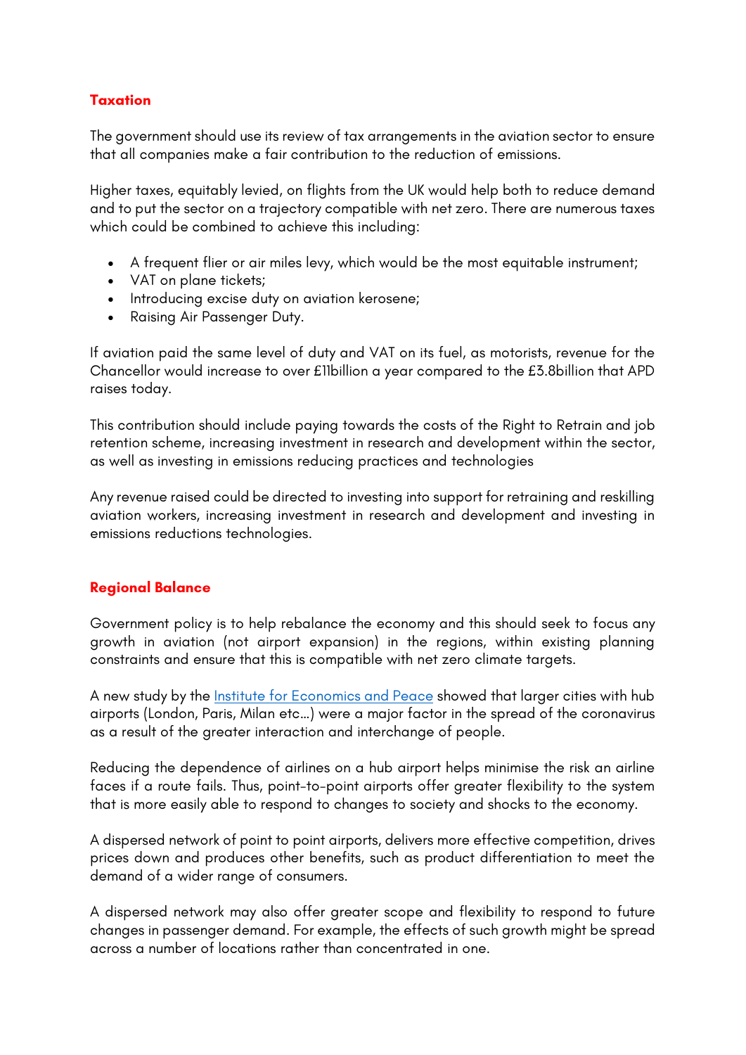## Taxation

The government should use its review of tax arrangements in the aviation sector to ensure that all companies make a fair contribution to the reduction of emissions.

Higher taxes, equitably levied, on flights from the UK would help both to reduce demand and to put the sector on a trajectory compatible with net zero. There are numerous taxes which could be combined to achieve this including:

- A frequent flier or air miles levy, which would be the most equitable instrument;
- VAT on plane tickets;
- Introducing excise duty on aviation kerosene;
- Raising Air Passenger Duty.

If aviation paid the same level of duty and VAT on its fuel, as motorists, revenue for the Chancellor would increase to over £11billion a year compared to the £3.8billion that APD raises today.

This contribution should include paying towards the costs of the Right to Retrain and job retention scheme, increasing investment in research and development within the sector, as well as investing in emissions reducing practices and technologies

Any revenue raised could be directed to investing into support for retraining and reskilling aviation workers, increasing investment in research and development and investing in emissions reductions technologies.

## Regional Balance

Government policy is to help rebalance the economy and this should seek to focus any growth in aviation (not airport expansion) in the regions, within existing planning constraints and ensure that this is compatible with net zero climate targets.

A new study by the [Institute for Economics and Peace] showed that larger cities with hub airports (London, Paris, Milan etc…) were a major factor in the spread of the coronavirus as a result of the greater interaction and interchange of people.

Reducing the dependence of airlines on a hub airport helps minimise the risk an airline faces if a route fails. Thus, point-to-point airports offer greater flexibility to the system that is more easily able to respond to changes to society and shocks to the economy.

A dispersed network of point to point airports, delivers more effective competition, drives prices down and produces other benefits, such as product differentiation to meet the demand of a wider range of consumers.

A dispersed network may also offer greater scope and flexibility to respond to future changes in passenger demand. For example, the effects of such growth might be spread across a number of locations rather than concentrated in one.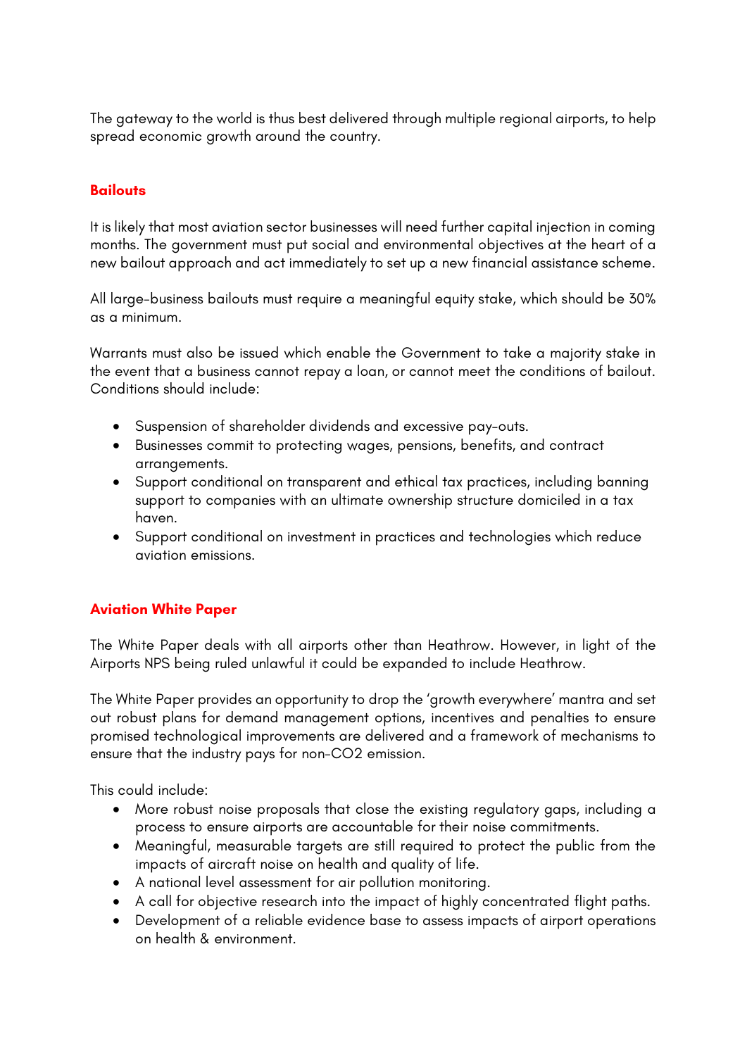The gateway to the world is thus best delivered through multiple regional airports, to help spread economic growth around the country.

## Bailouts

It is likely that most aviation sector businesses will need further capital injection in coming months. The government must put social and environmental objectives at the heart of a new bailout approach and act immediately to set up a new financial assistance scheme.

All large-business bailouts must require a meaningful equity stake, which should be 30% as a minimum.

Warrants must also be issued which enable the Government to take a majority stake in the event that a business cannot repay a loan, or cannot meet the conditions of bailout. Conditions should include:

- Suspension of shareholder dividends and excessive pay-outs.
- Businesses commit to protecting wages, pensions, benefits, and contract arrangements.
- Support conditional on transparent and ethical tax practices, including banning support to companies with an ultimate ownership structure domiciled in a tax haven.
- Support conditional on investment in practices and technologies which reduce aviation emissions.

## Aviation White Paper

The White Paper deals with all airports other than Heathrow. However, in light of the Airports NPS being ruled unlawful it could be expanded to include Heathrow.

The White Paper provides an opportunity to drop the 'growth everywhere' mantra and set out robust plans for demand management options, incentives and penalties to ensure promised technological improvements are delivered and a framework of mechanisms to ensure that the industry pays for non-CO2 emission.

This could include:

- More robust noise proposals that close the existing regulatory gaps, including a process to ensure airports are accountable for their noise commitments.
- Meaningful, measurable targets are still required to protect the public from the impacts of aircraft noise on health and quality of life.
- A national level assessment for air pollution monitoring.
- A call for objective research into the impact of highly concentrated flight paths.
- Development of a reliable evidence base to assess impacts of airport operations on health & environment.